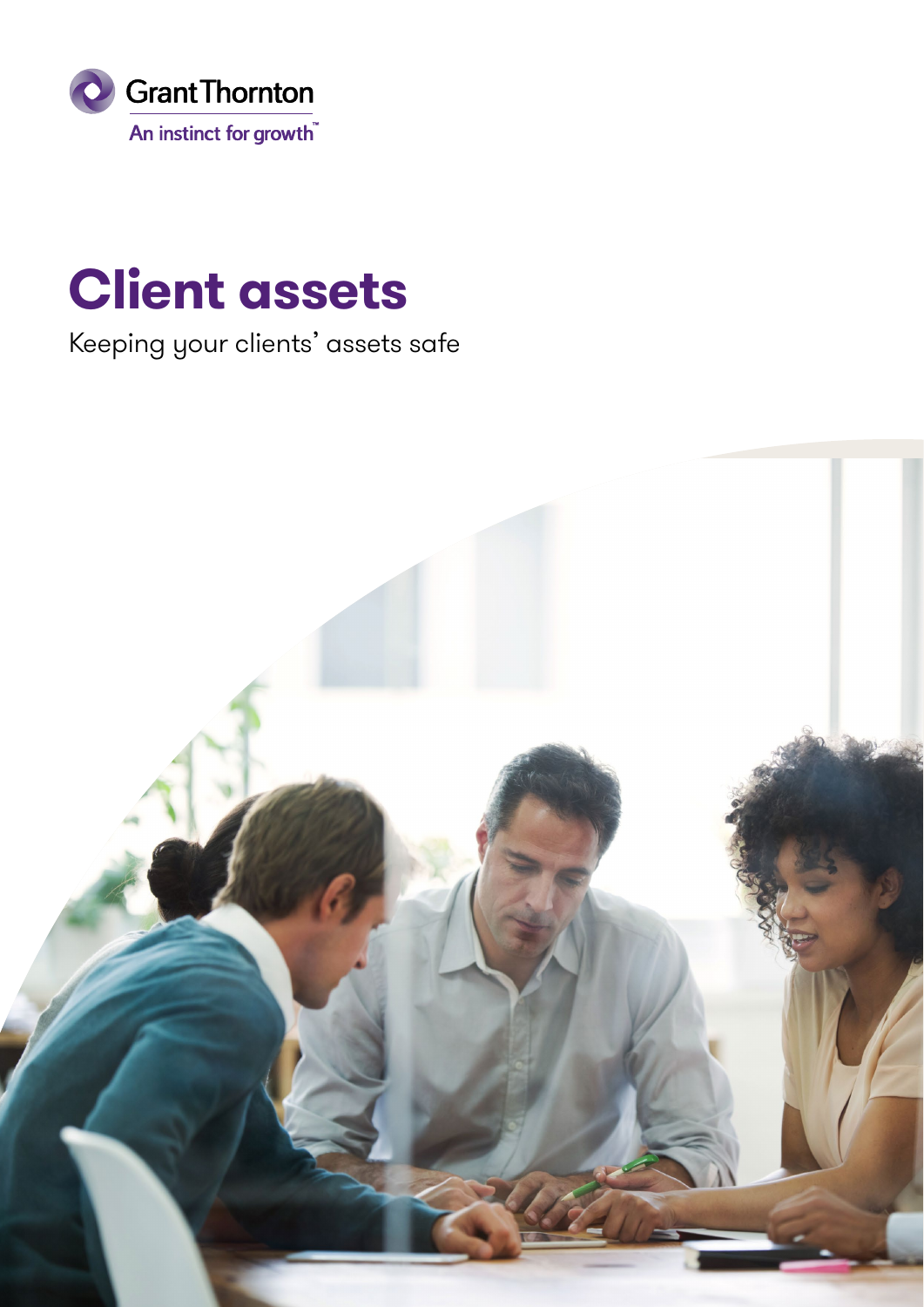Grant Thornton

An instinct for growth™

# Client assets

Keeping your clients' assets safe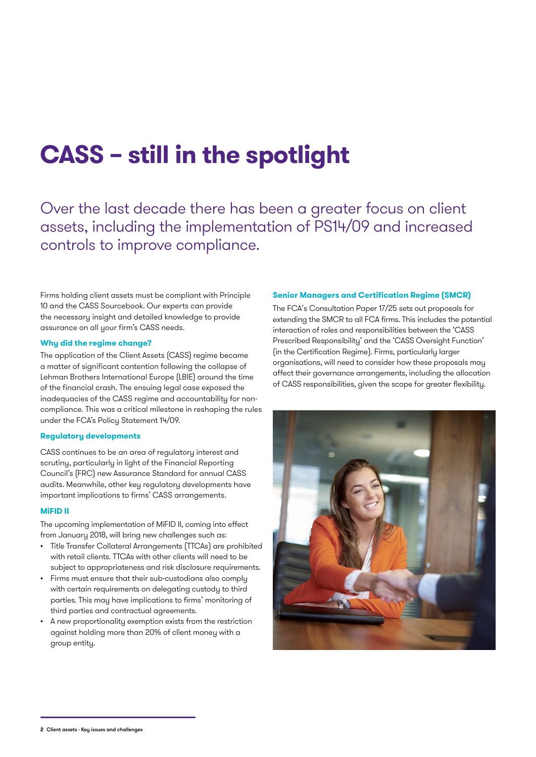# CASS – still in the spotlight

Over the last decade there has been a greater focus on client assets, including the implementation of PS14/09 and increased controls to improve compliance.

Firms holding client assets must be compliant with Principle 10 and the CASS Sourcebook. Our experts can provide the necessary insight and detailed knowledge to provide assurance on all your firm's CASS needs.

### Why did the regime change?

The application of the Client Assets (CASS) regime became a matter of significant contention following the collapse of Lehman Brothers International Europe (LBIE) around the time of the financial crash. The ensuing legal case exposed the inadequacies of the CASS regime and accountability for non-compliance. This was a critical milestone in reshaping the rules under the FCA's Policy Statement 14/09.

### Regulatory developments

CASS continues to be an area of regulatory interest and scrutiny, particularly in light of the Financial Reporting Council's (FRC) new Assurance Standard for annual CASS audits. Meanwhile, other key regulatory developments have important implications to firms' CASS arrangements.

### MiFID II

The upcoming implementation of MiFID II, coming into effect from January 2018, will bring new challenges such as:

- Title Transfer Collateral Arrangements (TTCAs) are prohibited with retail clients. TTCAs with other clients will need to be subject to appropriateness and risk disclosure requirements.
- Firms must ensure that their sub-custodians also comply with certain requirements on delegating custody to third parties. This may have implications to firms' monitoring of third parties and contractual agreements.
- A new proportionality exemption exists from the restriction against holding more than 20% of client money with a group entity.

### Senior Managers and Certification Regime (SMCR)

The FCA's Consultation Paper 17/25 sets out proposals for extending the SMCR to all FCA firms. This includes the potential interaction of roles and responsibilities between the 'CASS Prescribed Responsibility' and the 'CASS Oversight Function' (in the Certification Regime). Firms, particularly larger organisations, will need to consider how these proposals may affect their governance arrangements, including the allocation of CASS responsibilities, given the scope for greater flexibility.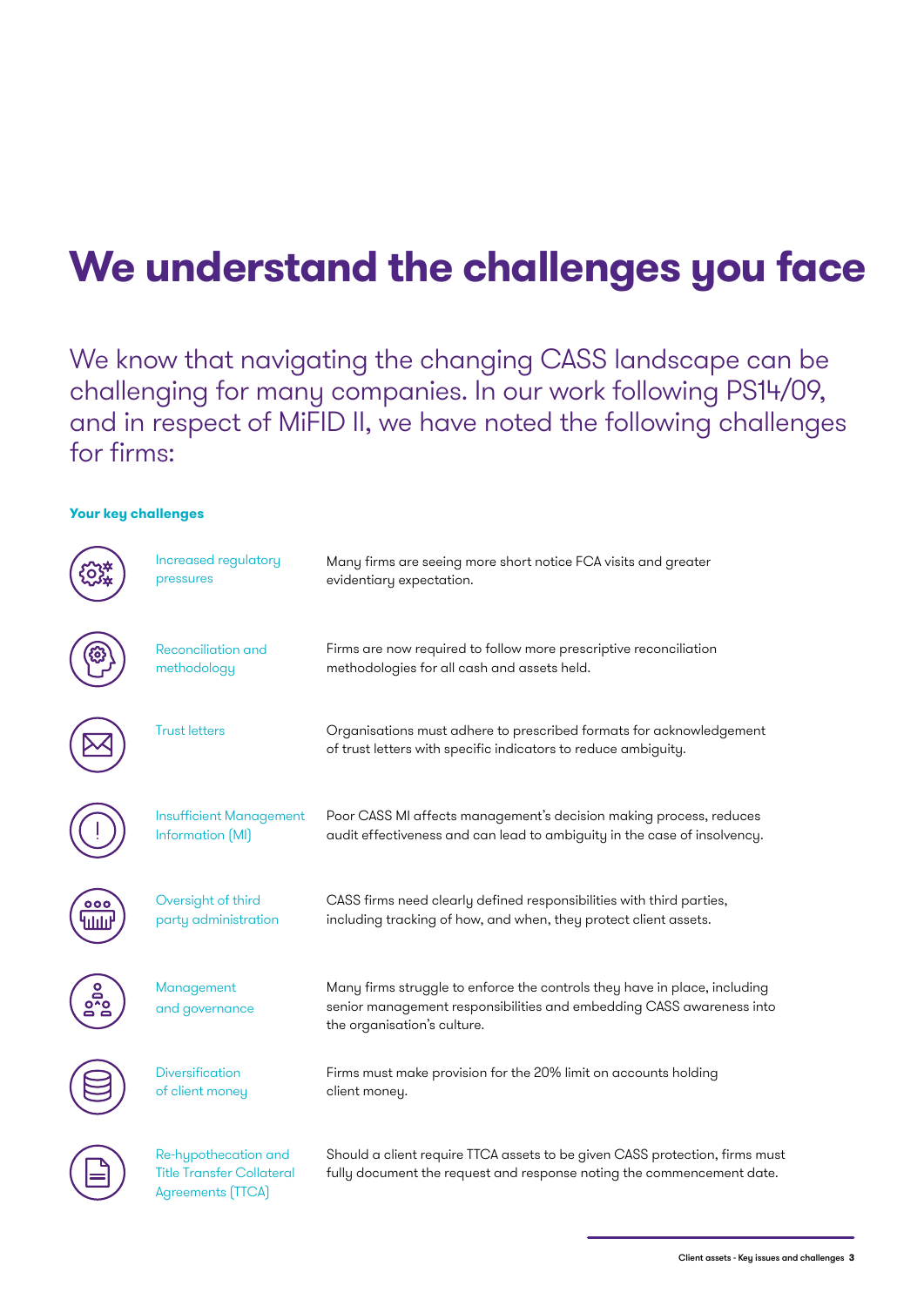# We understand the challenges you face

We know that navigating the changing CASS landscape can be challenging for many companies. In our work following PS14/09, and in respect of MiFID II, we have noted the following challenges for firms:

**Your key challenges**

| Challenge | Description |
| --- | --- |
| Increased regulatory pressures | Many firms are seeing more short notice FCA visits and greater evidentiary expectation. |
| Reconciliation and methodology | Firms are now required to follow more prescriptive reconciliation methodologies for all cash and assets held. |
| Trust letters | Organisations must adhere to prescribed formats for acknowledgement of trust letters with specific indicators to reduce ambiguity. |
| Insufficient Management Information (MI) | Poor CASS MI affects management's decision making process, reduces audit effectiveness and can lead to ambiguity in the case of insolvency. |
| Oversight of third party administration | CASS firms need clearly defined responsibilities with third parties, including tracking of how, and when, they protect client assets. |
| Management and governance | Many firms struggle to enforce the controls they have in place, including senior management responsibilities and embedding CASS awareness into the organisation's culture. |
| Diversification of client money | Firms must make provision for the 20% limit on accounts holding client money. |
| Re-hypothecation and Title Transfer Collateral Agreements (TTCA) | Should a client require TTCA assets to be given CASS protection, firms must fully document the request and response noting the commencement date. |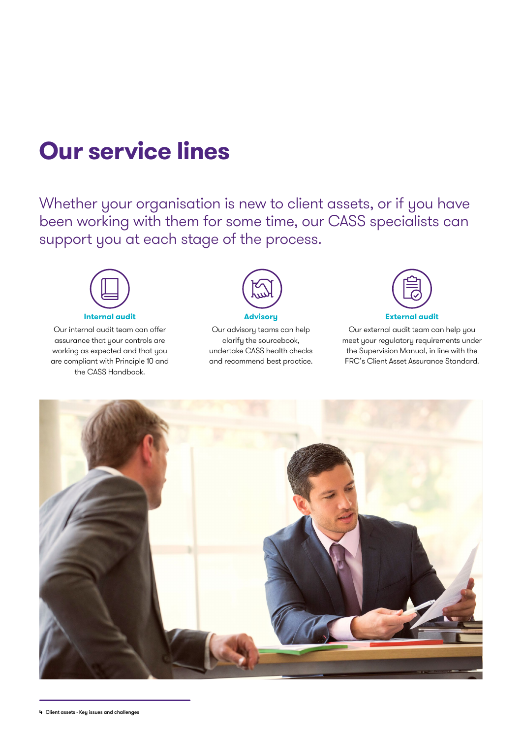# Our service lines

Whether your organisation is new to client assets, or if you have been working with them for some time, our CASS specialists can support you at each stage of the process.

### Internal audit

Our internal audit team can offer assurance that your controls are working as expected and that you are compliant with Principle 10 and the CASS Handbook.

### Advisory

Our advisory teams can help clarify the sourcebook, undertake CASS health checks and recommend best practice.

### External audit

Our external audit team can help you meet your regulatory requirements under the Supervision Manual, in line with the FRC's Client Asset Assurance Standard.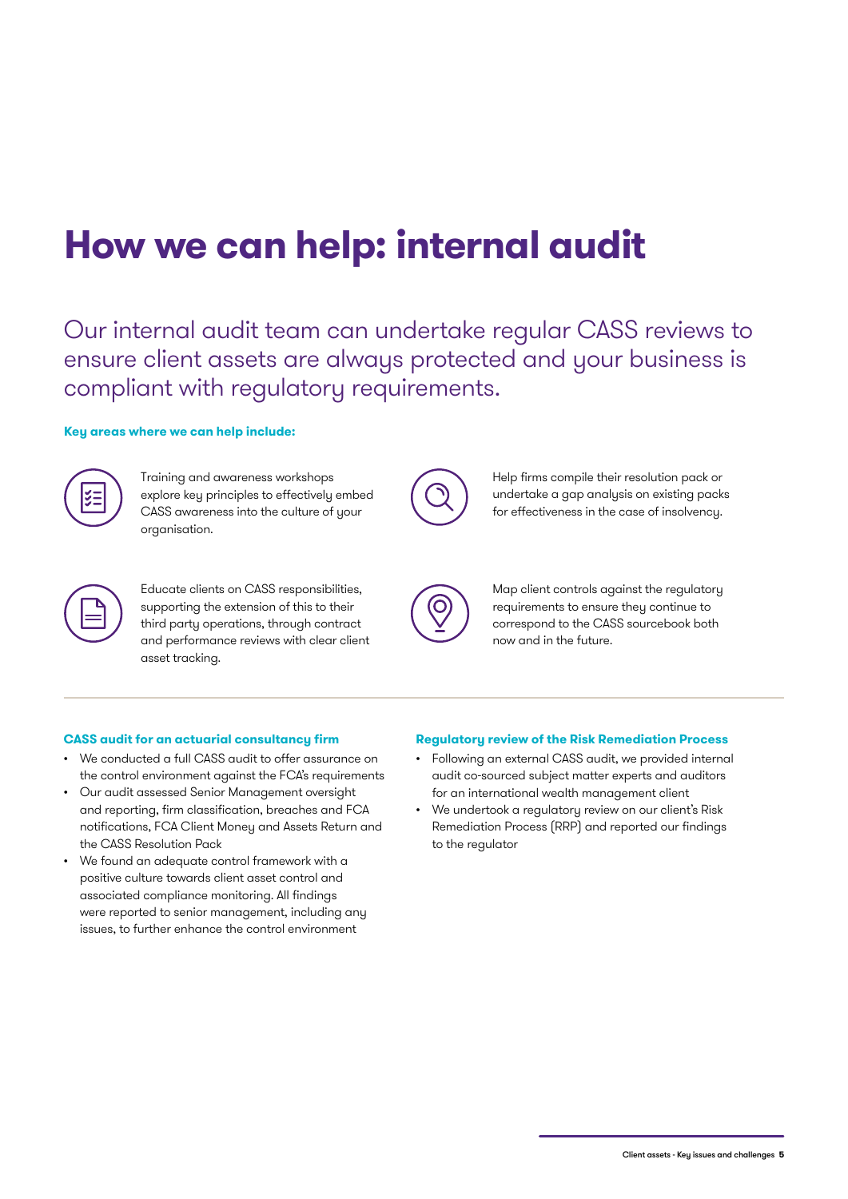# How we can help: internal audit

Our internal audit team can undertake regular CASS reviews to ensure client assets are always protected and your business is compliant with regulatory requirements.

**Key areas where we can help include:**

- Training and awareness workshops explore key principles to effectively embed CASS awareness into the culture of your organisation.
- Help firms compile their resolution pack or undertake a gap analysis on existing packs for effectiveness in the case of insolvency.
- Educate clients on CASS responsibilities, supporting the extension of this to their third party operations, through contract and performance reviews with clear client asset tracking.
- Map client controls against the regulatory requirements to ensure they continue to correspond to the CASS sourcebook both now and in the future.

**CASS audit for an actuarial consultancy firm**

- We conducted a full CASS audit to offer assurance on the control environment against the FCA's requirements
- Our audit assessed Senior Management oversight and reporting, firm classification, breaches and FCA notifications, FCA Client Money and Assets Return and the CASS Resolution Pack
- We found an adequate control framework with a positive culture towards client asset control and associated compliance monitoring. All findings were reported to senior management, including any issues, to further enhance the control environment

**Regulatory review of the Risk Remediation Process**

- Following an external CASS audit, we provided internal audit co-sourced subject matter experts and auditors for an international wealth management client
- We undertook a regulatory review on our client's Risk Remediation Process (RRP) and reported our findings to the regulator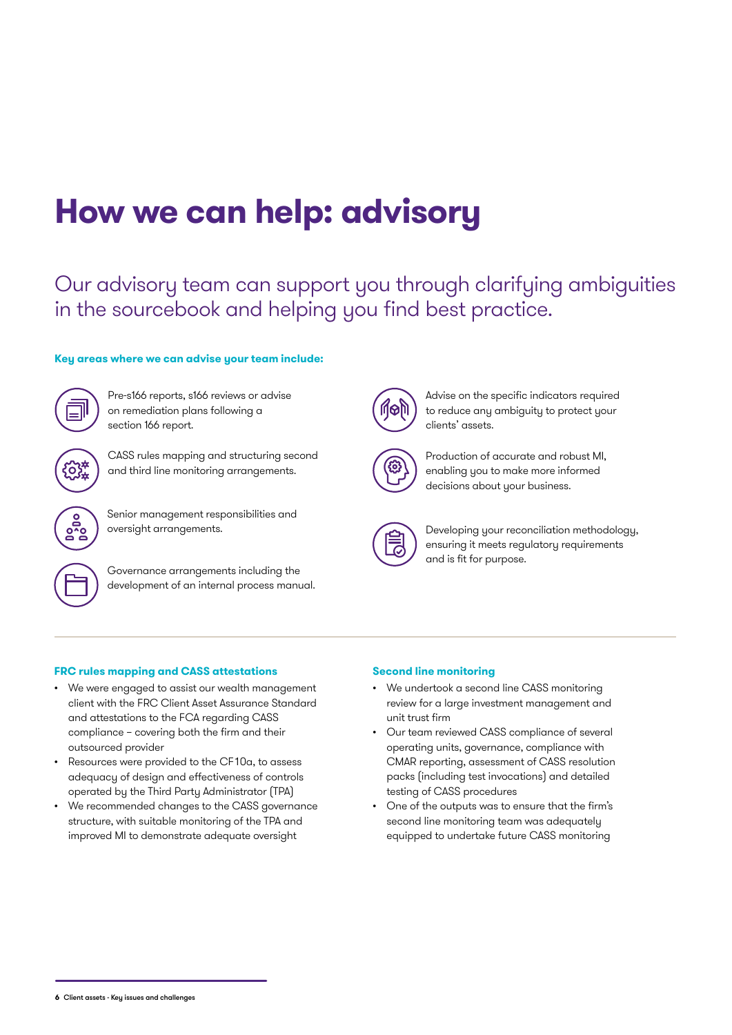# How we can help: advisory

Our advisory team can support you through clarifying ambiguities in the sourcebook and helping you find best practice.

**Key areas where we can advise your team include:**

- Pre-s166 reports, s166 reviews or advise on remediation plans following a section 166 report.
- CASS rules mapping and structuring second and third line monitoring arrangements.
- Senior management responsibilities and oversight arrangements.
- Governance arrangements including the development of an internal process manual.
- Advise on the specific indicators required to reduce any ambiguity to protect your clients' assets.
- Production of accurate and robust MI, enabling you to make more informed decisions about your business.
- Developing your reconciliation methodology, ensuring it meets regulatory requirements and is fit for purpose.

### FRC rules mapping and CASS attestations

- We were engaged to assist our wealth management client with the FRC Client Asset Assurance Standard and attestations to the FCA regarding CASS compliance – covering both the firm and their outsourced provider
- Resources were provided to the CF10a, to assess adequacy of design and effectiveness of controls operated by the Third Party Administrator (TPA)
- We recommended changes to the CASS governance structure, with suitable monitoring of the TPA and improved MI to demonstrate adequate oversight

### Second line monitoring

- We undertook a second line CASS monitoring review for a large investment management and unit trust firm
- Our team reviewed CASS compliance of several operating units, governance, compliance with CMAR reporting, assessment of CASS resolution packs (including test invocations) and detailed testing of CASS procedures
- One of the outputs was to ensure that the firm's second line monitoring team was adequately equipped to undertake future CASS monitoring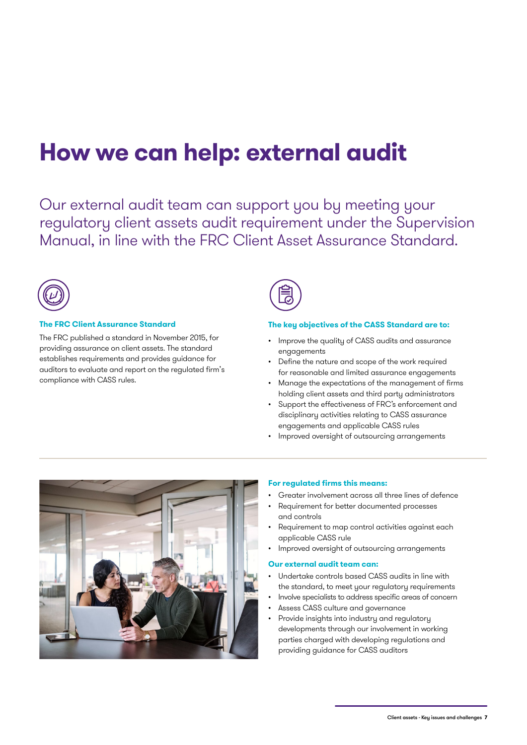# How we can help: external audit

Our external audit team can support you by meeting your regulatory client assets audit requirement under the Supervision Manual, in line with the FRC Client Asset Assurance Standard.

### The FRC Client Assurance Standard

The FRC published a standard in November 2015, for providing assurance on client assets. The standard establishes requirements and provides guidance for auditors to evaluate and report on the regulated firm's compliance with CASS rules.

### The key objectives of the CASS Standard are to:

- Improve the quality of CASS audits and assurance engagements
- Define the nature and scope of the work required for reasonable and limited assurance engagements
- Manage the expectations of the management of firms holding client assets and third party administrators
- Support the effectiveness of FRC's enforcement and disciplinary activities relating to CASS assurance engagements and applicable CASS rules
- Improved oversight of outsourcing arrangements

### For regulated firms this means:

- Greater involvement across all three lines of defence
- Requirement for better documented processes and controls
- Requirement to map control activities against each applicable CASS rule
- Improved oversight of outsourcing arrangements

### Our external audit team can:

- Undertake controls based CASS audits in line with the standard, to meet your regulatory requirements
- Involve specialists to address specific areas of concern
- Assess CASS culture and governance
- Provide insights into industry and regulatory developments through our involvement in working parties charged with developing regulations and providing guidance for CASS auditors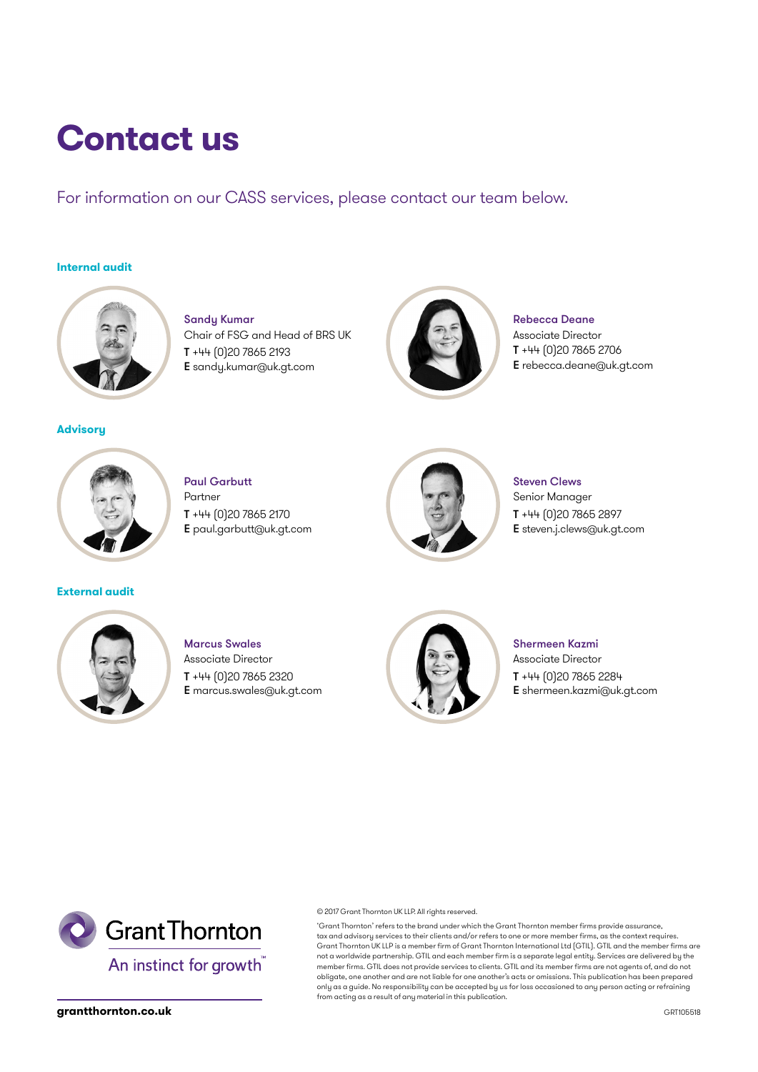# Contact us

For information on our CASS services, please contact our team below.

### Internal audit

**Sandy Kumar**
Chair of FSG and Head of BRS UK
**T** +44 (0)20 7865 2193
**E** sandy.kumar@uk.gt.com

**Rebecca Deane**
Associate Director
**T** +44 (0)20 7865 2706
**E** rebecca.deane@uk.gt.com

### Advisory

**Paul Garbutt**
Partner
**T** +44 (0)20 7865 2170
**E** paul.garbutt@uk.gt.com

**Steven Clews**
Senior Manager
**T** +44 (0)20 7865 2897
**E** steven.j.clews@uk.gt.com

### External audit

**Marcus Swales**
Associate Director
**T** +44 (0)20 7865 2320
**E** marcus.swales@uk.gt.com

**Shermeen Kazmi**
Associate Director
**T** +44 (0)20 7865 2284
**E** shermeen.kazmi@uk.gt.com

Grant Thornton
An instinct for growth™

**grantthornton.co.uk**

© 2017 Grant Thornton UK LLP. All rights reserved.

'Grant Thornton' refers to the brand under which the Grant Thornton member firms provide assurance, tax and advisory services to their clients and/or refers to one or more member firms, as the context requires. Grant Thornton UK LLP is a member firm of Grant Thornton International Ltd (GTIL). GTIL and the member firms are not a worldwide partnership. GTIL and each member firm is a separate legal entity. Services are delivered by the member firms. GTIL does not provide services to clients. GTIL and its member firms are not agents of, and do not obligate, one another and are not liable for one another's acts or omissions. This publication has been prepared only as a guide. No responsibility can be accepted by us for loss occasioned to any person acting or refraining from acting as a result of any material in this publication.

GRT105518